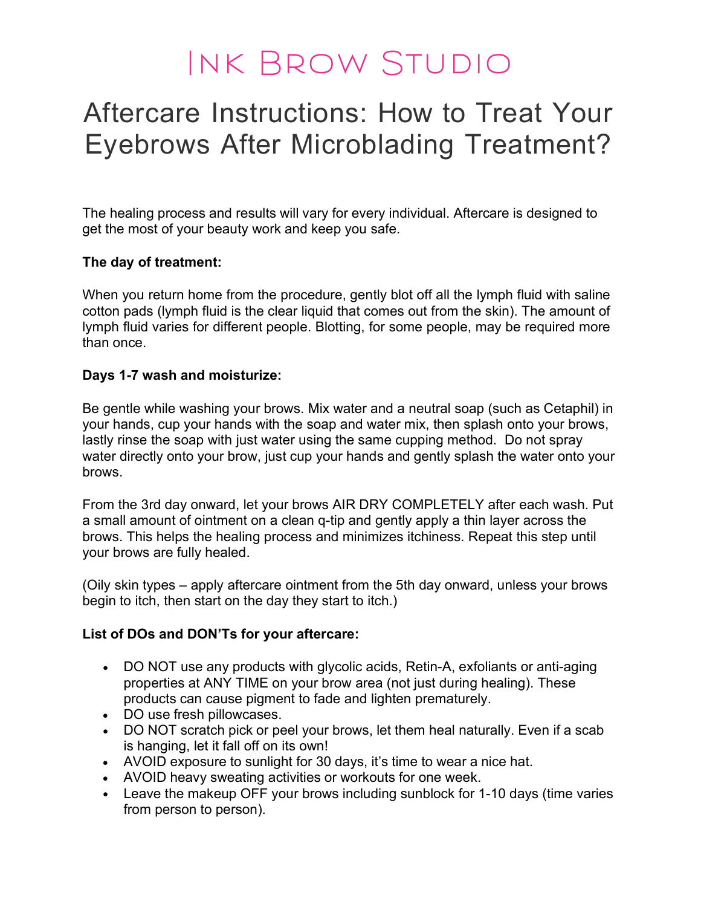# Ink Brow Studio

## Aftercare Instructions: How to Treat Your Eyebrows After Microblading Treatment?

The healing process and results will vary for every individual. Aftercare is designed to get the most of your beauty work and keep you safe.

**The day of treatment:**

When you return home from the procedure, gently blot off all the lymph fluid with saline cotton pads (lymph fluid is the clear liquid that comes out from the skin). The amount of lymph fluid varies for different people. Blotting, for some people, may be required more than once.

**Days 1-7 wash and moisturize:**

Be gentle while washing your brows. Mix water and a neutral soap (such as Cetaphil) in your hands, cup your hands with the soap and water mix, then splash onto your brows, lastly rinse the soap with just water using the same cupping method. Do not spray water directly onto your brow, just cup your hands and gently splash the water onto your brows.

From the 3rd day onward, let your brows AIR DRY COMPLETELY after each wash. Put a small amount of ointment on a clean q-tip and gently apply a thin layer across the brows. This helps the healing process and minimizes itchiness. Repeat this step until your brows are fully healed.

(Oily skin types – apply aftercare ointment from the 5th day onward, unless your brows begin to itch, then start on the day they start to itch.)

**List of DOs and DON'Ts for your aftercare:**

- DO NOT use any products with glycolic acids, Retin-A, exfoliants or anti-aging properties at ANY TIME on your brow area (not just during healing). These products can cause pigment to fade and lighten prematurely.
- DO use fresh pillowcases.
- DO NOT scratch pick or peel your brows, let them heal naturally. Even if a scab is hanging, let it fall off on its own!
- AVOID exposure to sunlight for 30 days, it's time to wear a nice hat.
- AVOID heavy sweating activities or workouts for one week.
- Leave the makeup OFF your brows including sunblock for 1-10 days (time varies from person to person).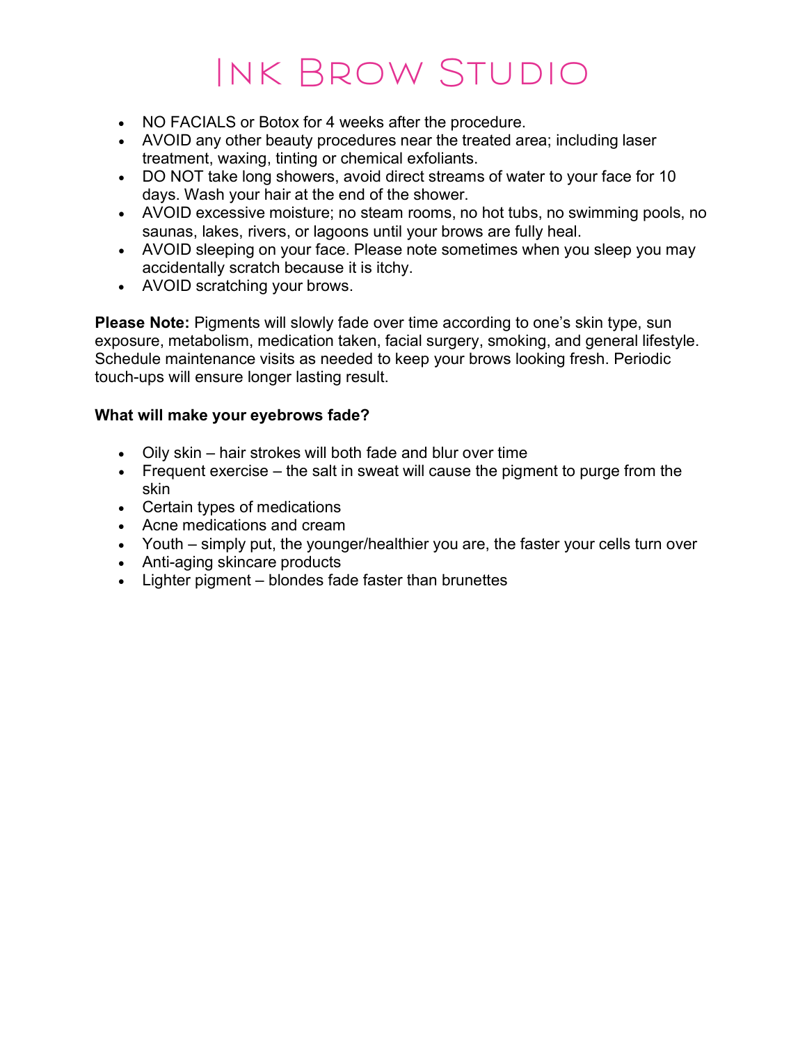- NO FACIALS or Botox for 4 weeks after the procedure.
- AVOID any other beauty procedures near the treated area; including laser treatment, waxing, tinting or chemical exfoliants.
- DO NOT take long showers, avoid direct streams of water to your face for 10 days. Wash your hair at the end of the shower.
- AVOID excessive moisture; no steam rooms, no hot tubs, no swimming pools, no saunas, lakes, rivers, or lagoons until your brows are fully heal.
- AVOID sleeping on your face. Please note sometimes when you sleep you may accidentally scratch because it is itchy.
- AVOID scratching your brows.

**Please Note:** Pigments will slowly fade over time according to one's skin type, sun exposure, metabolism, medication taken, facial surgery, smoking, and general lifestyle. Schedule maintenance visits as needed to keep your brows looking fresh. Periodic touch-ups will ensure longer lasting result.

**What will make your eyebrows fade?**

- Oily skin – hair strokes will both fade and blur over time
- Frequent exercise – the salt in sweat will cause the pigment to purge from the skin
- Certain types of medications
- Acne medications and cream
- Youth – simply put, the younger/healthier you are, the faster your cells turn over
- Anti-aging skincare products
- Lighter pigment – blondes fade faster than brunettes